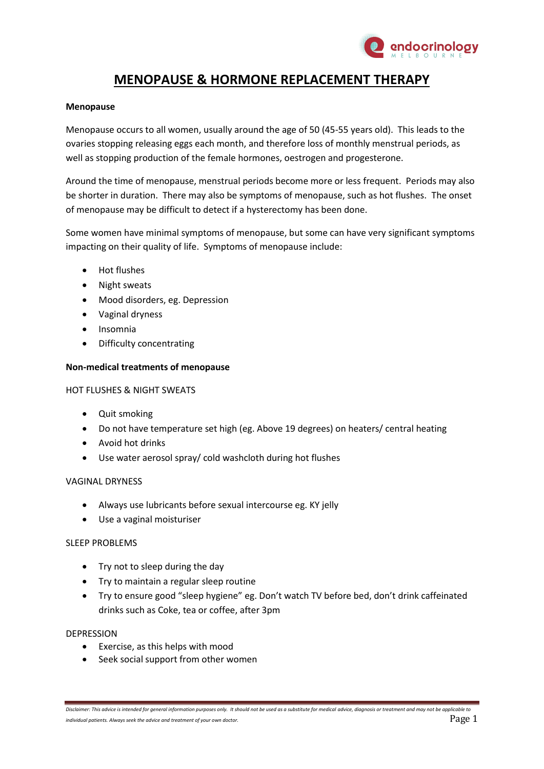# MENOPAUSE & HORMONE REPLACEMENT THERAPY

**Menopause**

Menopause occurs to all women, usually around the age of 50 (45-55 years old). This leads to the ovaries stopping releasing eggs each month, and therefore loss of monthly menstrual periods, as well as stopping production of the female hormones, oestrogen and progesterone.

Around the time of menopause, menstrual periods become more or less frequent. Periods may also be shorter in duration. There may also be symptoms of menopause, such as hot flushes. The onset of menopause may be difficult to detect if a hysterectomy has been done.

Some women have minimal symptoms of menopause, but some can have very significant symptoms impacting on their quality of life. Symptoms of menopause include:

- Hot flushes
- Night sweats
- Mood disorders, eg. Depression
- Vaginal dryness
- Insomnia
- Difficulty concentrating

**Non-medical treatments of menopause**

HOT FLUSHES & NIGHT SWEATS

- Quit smoking
- Do not have temperature set high (eg. Above 19 degrees) on heaters/ central heating
- Avoid hot drinks
- Use water aerosol spray/ cold washcloth during hot flushes

VAGINAL DRYNESS

- Always use lubricants before sexual intercourse eg. KY jelly
- Use a vaginal moisturiser

SLEEP PROBLEMS

- Try not to sleep during the day
- Try to maintain a regular sleep routine
- Try to ensure good "sleep hygiene" eg. Don't watch TV before bed, don't drink caffeinated drinks such as Coke, tea or coffee, after 3pm

DEPRESSION

- Exercise, as this helps with mood
- Seek social support from other women

*Disclaimer: This advice is intended for general information purposes only. It should not be used as a substitute for medical advice, diagnosis or treatment and may not be applicable to individual patients. Always seek the advice and treatment of your own doctor.*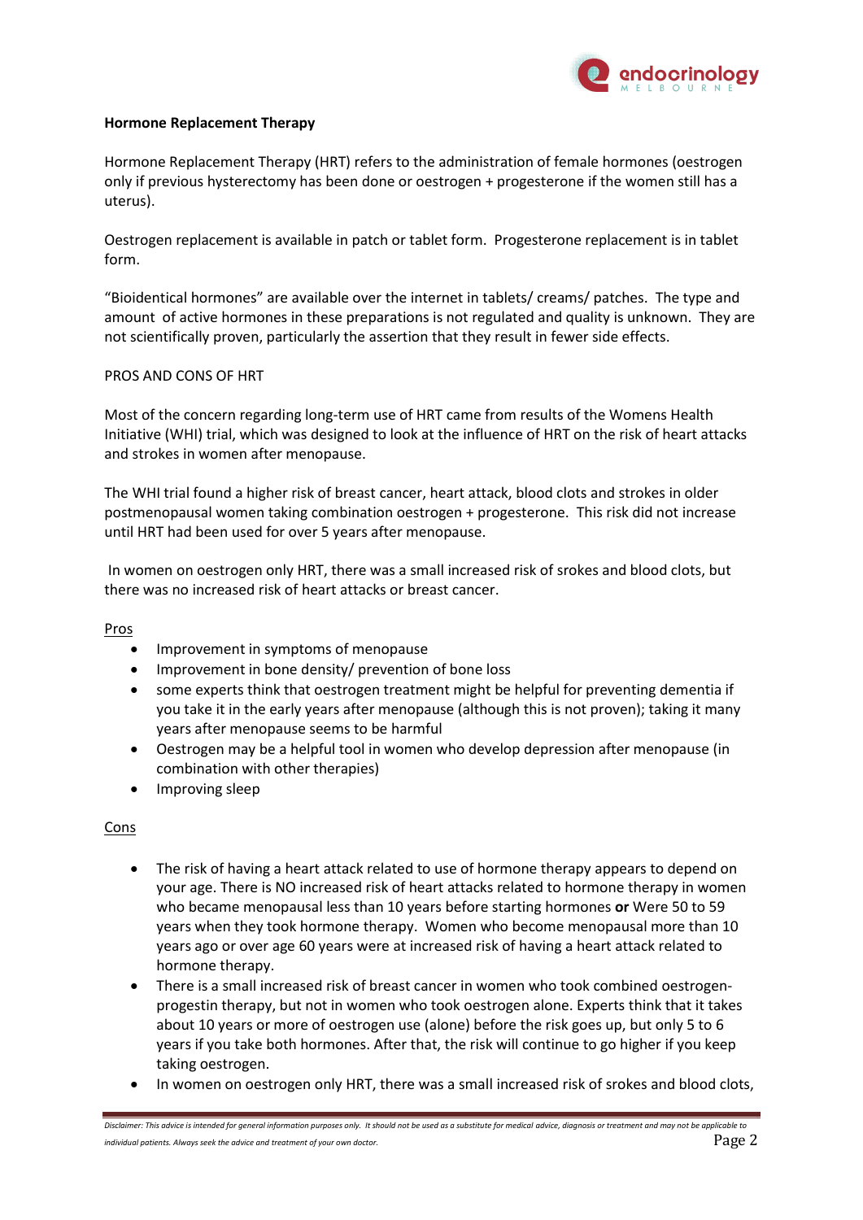**Hormone Replacement Therapy**

Hormone Replacement Therapy (HRT) refers to the administration of female hormones (oestrogen only if previous hysterectomy has been done or oestrogen + progesterone if the women still has a uterus).

Oestrogen replacement is available in patch or tablet form. Progesterone replacement is in tablet form.

"Bioidentical hormones" are available over the internet in tablets/ creams/ patches. The type and amount of active hormones in these preparations is not regulated and quality is unknown. They are not scientifically proven, particularly the assertion that they result in fewer side effects.

PROS AND CONS OF HRT

Most of the concern regarding long-term use of HRT came from results of the Womens Health Initiative (WHI) trial, which was designed to look at the influence of HRT on the risk of heart attacks and strokes in women after menopause.

The WHI trial found a higher risk of breast cancer, heart attack, blood clots and strokes in older postmenopausal women taking combination oestrogen + progesterone. This risk did not increase until HRT had been used for over 5 years after menopause.

In women on oestrogen only HRT, there was a small increased risk of srokes and blood clots, but there was no increased risk of heart attacks or breast cancer.

Pros

- Improvement in symptoms of menopause
- Improvement in bone density/ prevention of bone loss
- some experts think that oestrogen treatment might be helpful for preventing dementia if you take it in the early years after menopause (although this is not proven); taking it many years after menopause seems to be harmful
- Oestrogen may be a helpful tool in women who develop depression after menopause (in combination with other therapies)
- Improving sleep

Cons

- The risk of having a heart attack related to use of hormone therapy appears to depend on your age. There is NO increased risk of heart attacks related to hormone therapy in women who became menopausal less than 10 years before starting hormones **or** Were 50 to 59 years when they took hormone therapy. Women who become menopausal more than 10 years ago or over age 60 years were at increased risk of having a heart attack related to hormone therapy.
- There is a small increased risk of breast cancer in women who took combined oestrogen-progestin therapy, but not in women who took oestrogen alone. Experts think that it takes about 10 years or more of oestrogen use (alone) before the risk goes up, but only 5 to 6 years if you take both hormones. After that, the risk will continue to go higher if you keep taking oestrogen.
- In women on oestrogen only HRT, there was a small increased risk of srokes and blood clots,

*Disclaimer: This advice is intended for general information purposes only. It should not be used as a substitute for medical advice, diagnosis or treatment and may not be applicable to individual patients. Always seek the advice and treatment of your own doctor.*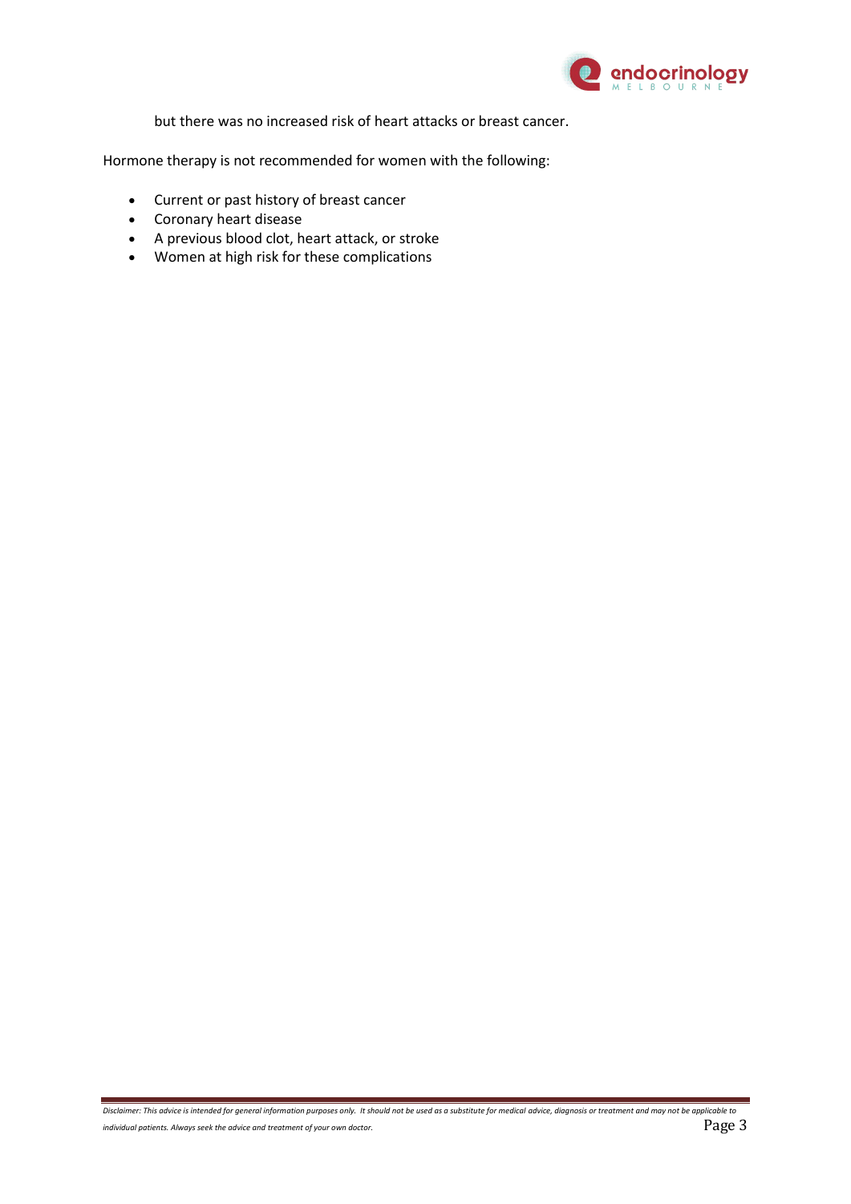but there was no increased risk of heart attacks or breast cancer.

Hormone therapy is not recommended for women with the following:

- Current or past history of breast cancer
- Coronary heart disease
- A previous blood clot, heart attack, or stroke
- Women at high risk for these complications